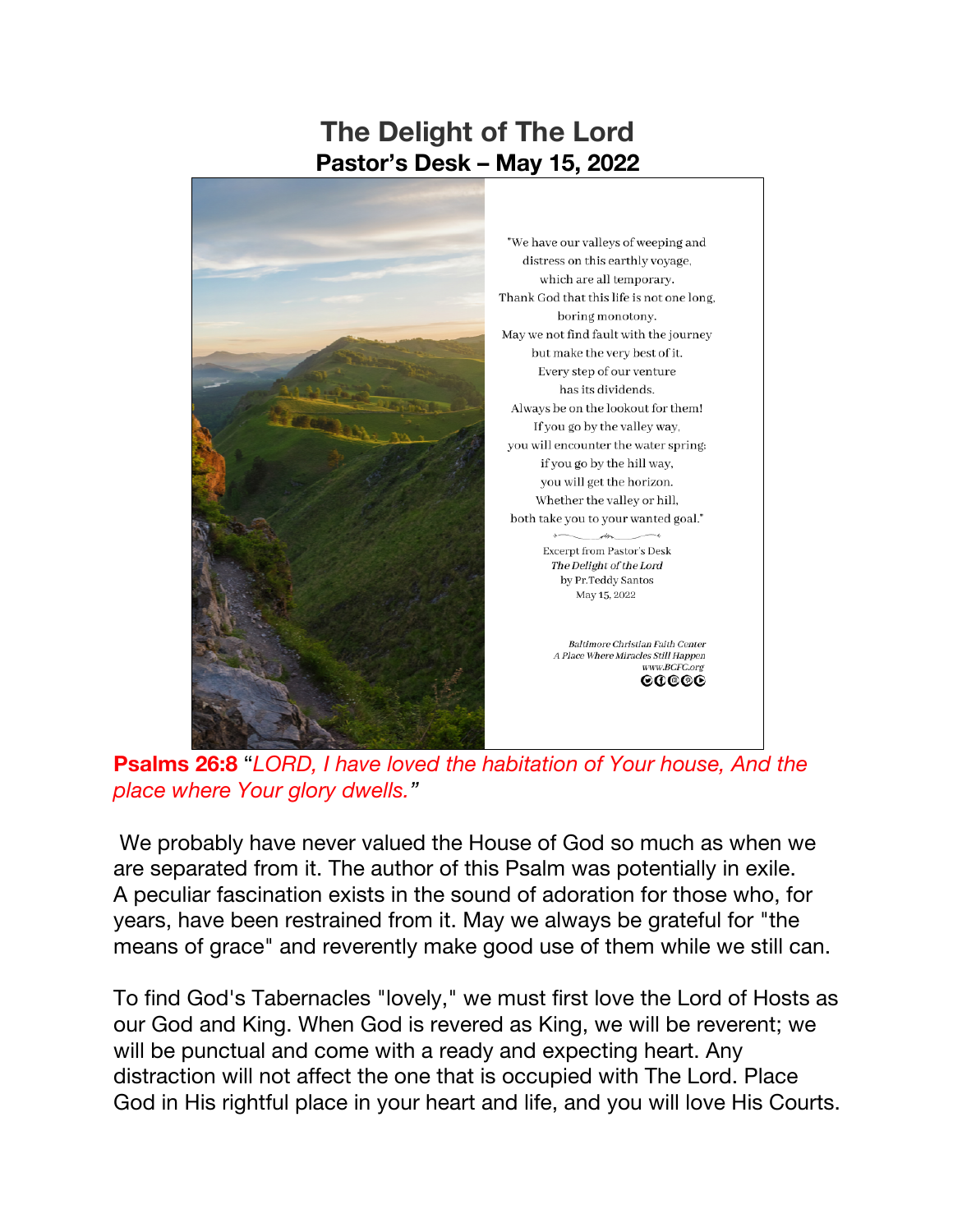# The Delight of The Lord

## Pastor's Desk – May 15, 2022

"We have our valleys of weeping and
distress on this earthly voyage,
which are all temporary.
Thank God that this life is not one long,
boring monotony.
May we not find fault with the journey
but make the very best of it.
Every step of our venture
has its dividends.
Always be on the lookout for them!
If you go by the valley way,
you will encounter the water spring;
if you go by the hill way,
you will get the horizon.
Whether the valley or hill,
both take you to your wanted goal."

Excerpt from Pastor's Desk
*The Delight of the Lord*
by Pr.Teddy Santos
May 15, 2022

*Baltimore Christian Faith Center*
*A Place Where Miracles Still Happen*
*www.BCFC.org*

**Psalms 26:8** "*LORD, I have loved the habitation of Your house, And the place where Your glory dwells.*"

We probably have never valued the House of God so much as when we are separated from it. The author of this Psalm was potentially in exile. A peculiar fascination exists in the sound of adoration for those who, for years, have been restrained from it. May we always be grateful for "the means of grace" and reverently make good use of them while we still can.

To find God's Tabernacles "lovely," we must first love the Lord of Hosts as our God and King. When God is revered as King, we will be reverent; we will be punctual and come with a ready and expecting heart. Any distraction will not affect the one that is occupied with The Lord. Place God in His rightful place in your heart and life, and you will love His Courts.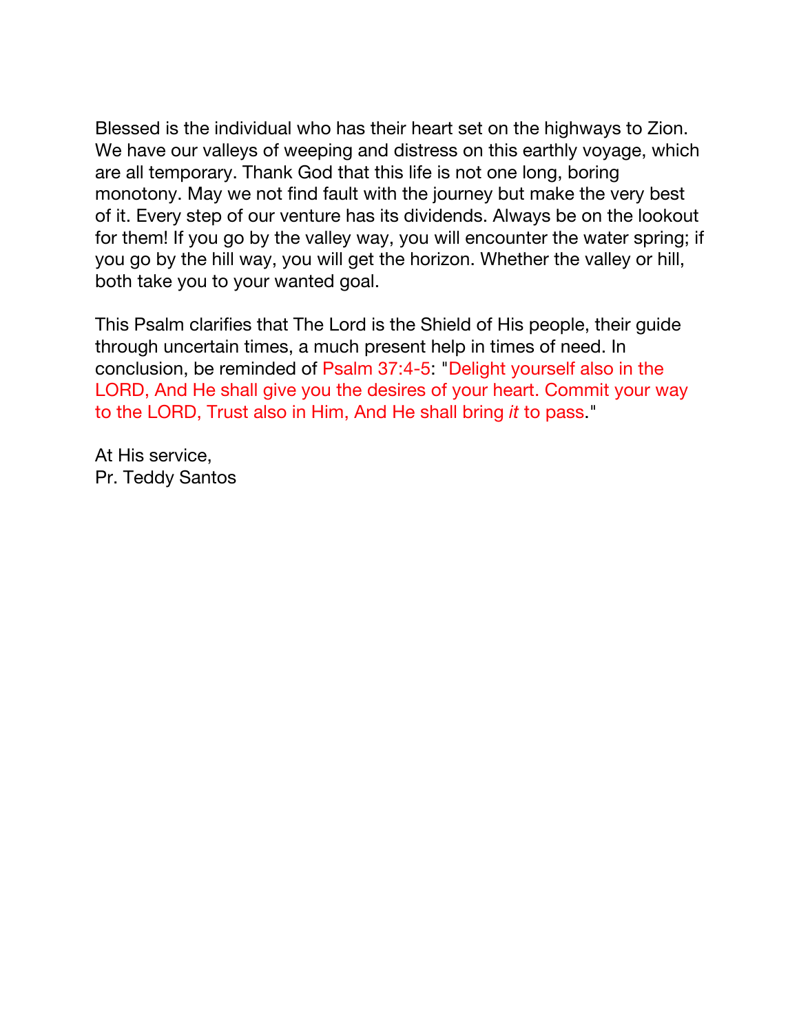Blessed is the individual who has their heart set on the highways to Zion. We have our valleys of weeping and distress on this earthly voyage, which are all temporary. Thank God that this life is not one long, boring monotony. May we not find fault with the journey but make the very best of it. Every step of our venture has its dividends. Always be on the lookout for them! If you go by the valley way, you will encounter the water spring; if you go by the hill way, you will get the horizon. Whether the valley or hill, both take you to your wanted goal.

This Psalm clarifies that The Lord is the Shield of His people, their guide through uncertain times, a much present help in times of need. In conclusion, be reminded of Psalm 37:4-5: "Delight yourself also in the LORD, And He shall give you the desires of your heart. Commit your way to the LORD, Trust also in Him, And He shall bring *it* to pass."

At His service,  
Pr. Teddy Santos